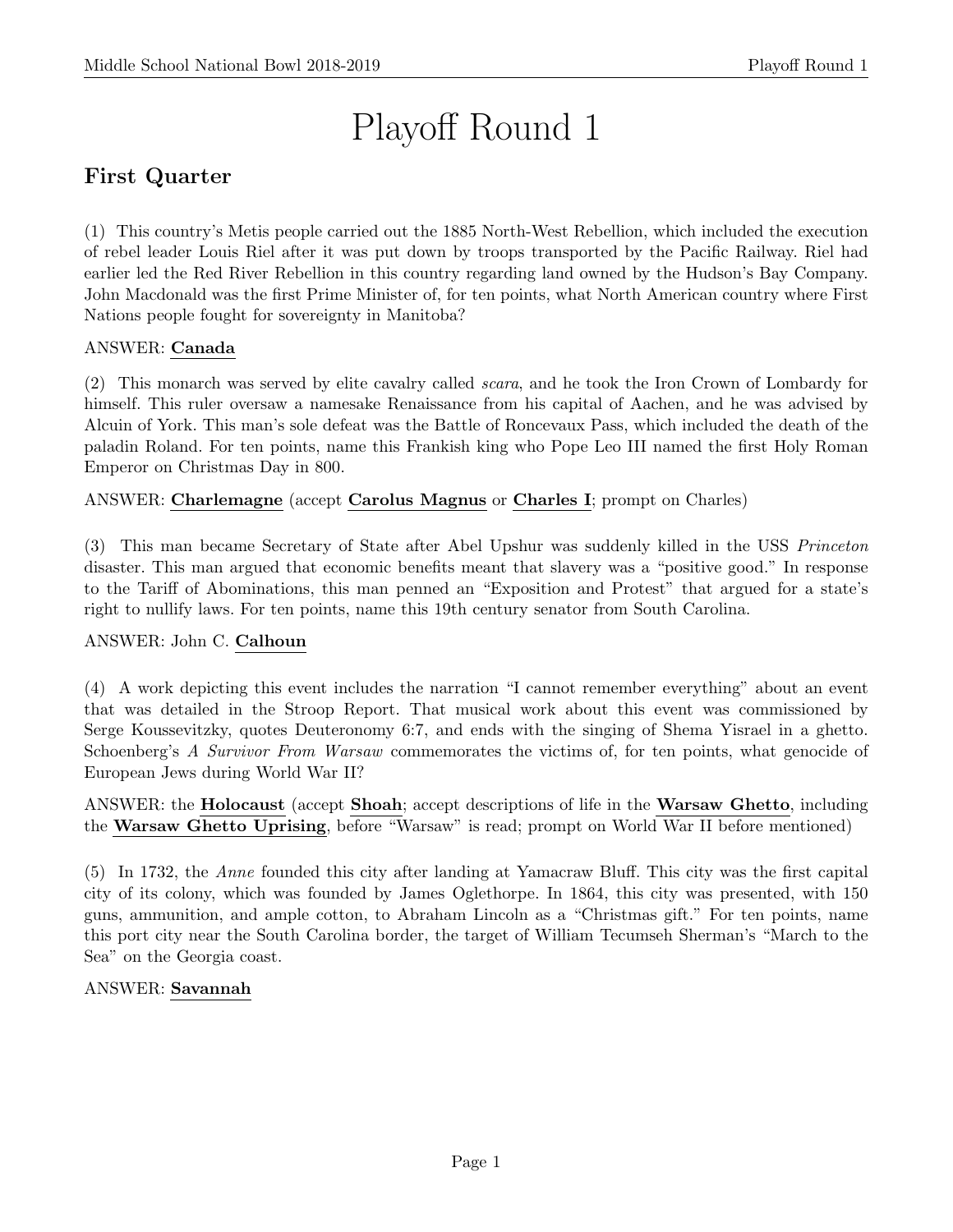# Playoff Round 1

## First Quarter

(1) This country's Metis people carried out the 1885 North-West Rebellion, which included the execution of rebel leader Louis Riel after it was put down by troops transported by the Pacific Railway. Riel had earlier led the Red River Rebellion in this country regarding land owned by the Hudson's Bay Company. John Macdonald was the first Prime Minister of, for ten points, what North American country where First Nations people fought for sovereignty in Manitoba?

ANSWER: **Canada**

(2) This monarch was served by elite cavalry called *scara*, and he took the Iron Crown of Lombardy for himself. This ruler oversaw a namesake Renaissance from his capital of Aachen, and he was advised by Alcuin of York. This man's sole defeat was the Battle of Roncevaux Pass, which included the death of the paladin Roland. For ten points, name this Frankish king who Pope Leo III named the first Holy Roman Emperor on Christmas Day in 800.

ANSWER: **Charlemagne** (accept **Carolus Magnus** or **Charles I**; prompt on Charles)

(3) This man became Secretary of State after Abel Upshur was suddenly killed in the USS *Princeton* disaster. This man argued that economic benefits meant that slavery was a "positive good." In response to the Tariff of Abominations, this man penned an "Exposition and Protest" that argued for a state's right to nullify laws. For ten points, name this 19th century senator from South Carolina.

ANSWER: John C. **Calhoun**

(4) A work depicting this event includes the narration "I cannot remember everything" about an event that was detailed in the Stroop Report. That musical work about this event was commissioned by Serge Koussevitzky, quotes Deuteronomy 6:7, and ends with the singing of Shema Yisrael in a ghetto. Schoenberg's *A Survivor From Warsaw* commemorates the victims of, for ten points, what genocide of European Jews during World War II?

ANSWER: the **Holocaust** (accept **Shoah**; accept descriptions of life in the **Warsaw Ghetto**, including the **Warsaw Ghetto Uprising**, before "Warsaw" is read; prompt on World War II before mentioned)

(5) In 1732, the *Anne* founded this city after landing at Yamacraw Bluff. This city was the first capital city of its colony, which was founded by James Oglethorpe. In 1864, this city was presented, with 150 guns, ammunition, and ample cotton, to Abraham Lincoln as a "Christmas gift." For ten points, name this port city near the South Carolina border, the target of William Tecumseh Sherman's "March to the Sea" on the Georgia coast.

ANSWER: **Savannah**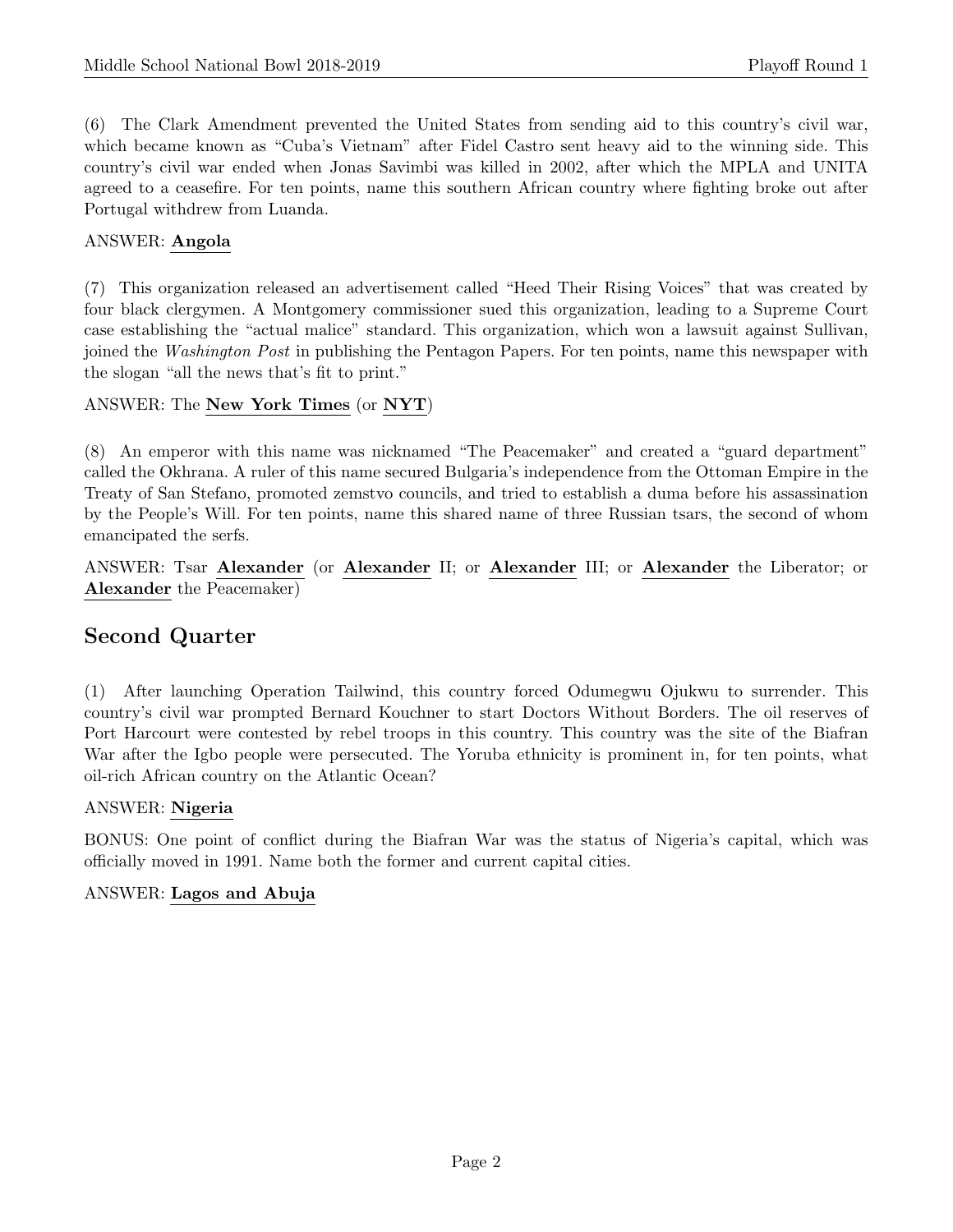(6) The Clark Amendment prevented the United States from sending aid to this country's civil war, which became known as "Cuba's Vietnam" after Fidel Castro sent heavy aid to the winning side. This country's civil war ended when Jonas Savimbi was killed in 2002, after which the MPLA and UNITA agreed to a ceasefire. For ten points, name this southern African country where fighting broke out after Portugal withdrew from Luanda.

ANSWER: **Angola**

(7) This organization released an advertisement called "Heed Their Rising Voices" that was created by four black clergymen. A Montgomery commissioner sued this organization, leading to a Supreme Court case establishing the "actual malice" standard. This organization, which won a lawsuit against Sullivan, joined the *Washington Post* in publishing the Pentagon Papers. For ten points, name this newspaper with the slogan "all the news that's fit to print."

ANSWER: The **New York Times** (or **NYT**)

(8) An emperor with this name was nicknamed "The Peacemaker" and created a "guard department" called the Okhrana. A ruler of this name secured Bulgaria's independence from the Ottoman Empire in the Treaty of San Stefano, promoted zemstvo councils, and tried to establish a duma before his assassination by the People's Will. For ten points, name this shared name of three Russian tsars, the second of whom emancipated the serfs.

ANSWER: Tsar **Alexander** (or **Alexander** II; or **Alexander** III; or **Alexander** the Liberator; or **Alexander** the Peacemaker)

## Second Quarter

(1) After launching Operation Tailwind, this country forced Odumegwu Ojukwu to surrender. This country's civil war prompted Bernard Kouchner to start Doctors Without Borders. The oil reserves of Port Harcourt were contested by rebel troops in this country. This country was the site of the Biafran War after the Igbo people were persecuted. The Yoruba ethnicity is prominent in, for ten points, what oil-rich African country on the Atlantic Ocean?

ANSWER: **Nigeria**

BONUS: One point of conflict during the Biafran War was the status of Nigeria's capital, which was officially moved in 1991. Name both the former and current capital cities.

ANSWER: **Lagos and Abuja**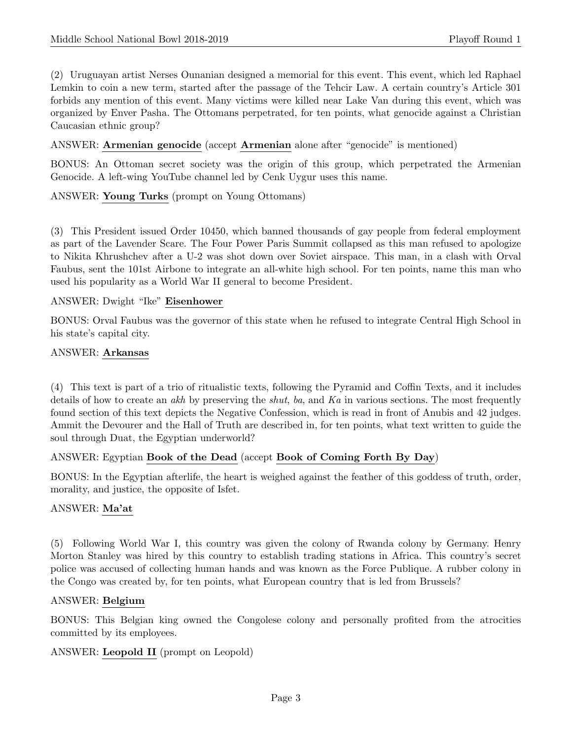(2) Uruguayan artist Nerses Ounanian designed a memorial for this event. This event, which led Raphael Lemkin to coin a new term, started after the passage of the Tehcir Law. A certain country's Article 301 forbids any mention of this event. Many victims were killed near Lake Van during this event, which was organized by Enver Pasha. The Ottomans perpetrated, for ten points, what genocide against a Christian Caucasian ethnic group?

ANSWER: **Armenian genocide** (accept **Armenian** alone after "genocide" is mentioned)

BONUS: An Ottoman secret society was the origin of this group, which perpetrated the Armenian Genocide. A left-wing YouTube channel led by Cenk Uygur uses this name.

ANSWER: **Young Turks** (prompt on Young Ottomans)

(3) This President issued Order 10450, which banned thousands of gay people from federal employment as part of the Lavender Scare. The Four Power Paris Summit collapsed as this man refused to apologize to Nikita Khrushchev after a U-2 was shot down over Soviet airspace. This man, in a clash with Orval Faubus, sent the 101st Airbone to integrate an all-white high school. For ten points, name this man who used his popularity as a World War II general to become President.

ANSWER: Dwight "Ike" **Eisenhower**

BONUS: Orval Faubus was the governor of this state when he refused to integrate Central High School in his state's capital city.

ANSWER: **Arkansas**

(4) This text is part of a trio of ritualistic texts, following the Pyramid and Coffin Texts, and it includes details of how to create an *akh* by preserving the *shut*, *ba*, and *Ka* in various sections. The most frequently found section of this text depicts the Negative Confession, which is read in front of Anubis and 42 judges. Ammit the Devourer and the Hall of Truth are described in, for ten points, what text written to guide the soul through Duat, the Egyptian underworld?

ANSWER: Egyptian **Book of the Dead** (accept **Book of Coming Forth By Day**)

BONUS: In the Egyptian afterlife, the heart is weighed against the feather of this goddess of truth, order, morality, and justice, the opposite of Isfet.

ANSWER: **Ma'at**

(5) Following World War I, this country was given the colony of Rwanda colony by Germany. Henry Morton Stanley was hired by this country to establish trading stations in Africa. This country's secret police was accused of collecting human hands and was known as the Force Publique. A rubber colony in the Congo was created by, for ten points, what European country that is led from Brussels?

ANSWER: **Belgium**

BONUS: This Belgian king owned the Congolese colony and personally profited from the atrocities committed by its employees.

ANSWER: **Leopold II** (prompt on Leopold)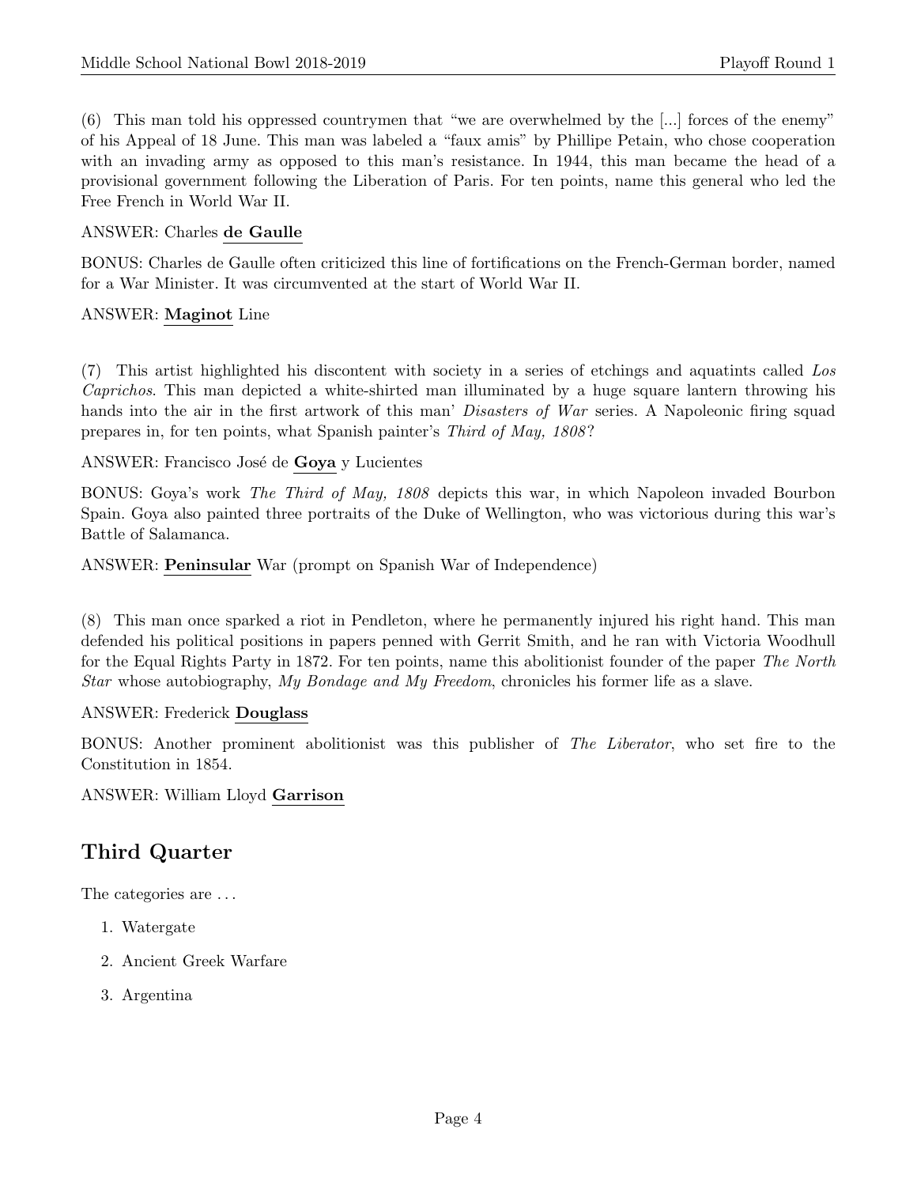(6) This man told his oppressed countrymen that "we are overwhelmed by the [...] forces of the enemy" of his Appeal of 18 June. This man was labeled a "faux amis" by Phillipe Petain, who chose cooperation with an invading army as opposed to this man's resistance. In 1944, this man became the head of a provisional government following the Liberation of Paris. For ten points, name this general who led the Free French in World War II.

ANSWER: Charles **de Gaulle**

BONUS: Charles de Gaulle often criticized this line of fortifications on the French-German border, named for a War Minister. It was circumvented at the start of World War II.

ANSWER: **Maginot** Line

(7) This artist highlighted his discontent with society in a series of etchings and aquatints called *Los Caprichos*. This man depicted a white-shirted man illuminated by a huge square lantern throwing his hands into the air in the first artwork of this man' *Disasters of War* series. A Napoleonic firing squad prepares in, for ten points, what Spanish painter's *Third of May, 1808*?

ANSWER: Francisco José de **Goya** y Lucientes

BONUS: Goya's work *The Third of May, 1808* depicts this war, in which Napoleon invaded Bourbon Spain. Goya also painted three portraits of the Duke of Wellington, who was victorious during this war's Battle of Salamanca.

ANSWER: **Peninsular** War (prompt on Spanish War of Independence)

(8) This man once sparked a riot in Pendleton, where he permanently injured his right hand. This man defended his political positions in papers penned with Gerrit Smith, and he ran with Victoria Woodhull for the Equal Rights Party in 1872. For ten points, name this abolitionist founder of the paper *The North Star* whose autobiography, *My Bondage and My Freedom*, chronicles his former life as a slave.

ANSWER: Frederick **Douglass**

BONUS: Another prominent abolitionist was this publisher of *The Liberator*, who set fire to the Constitution in 1854.

ANSWER: William Lloyd **Garrison**

## Third Quarter

The categories are ...

1. Watergate
2. Ancient Greek Warfare
3. Argentina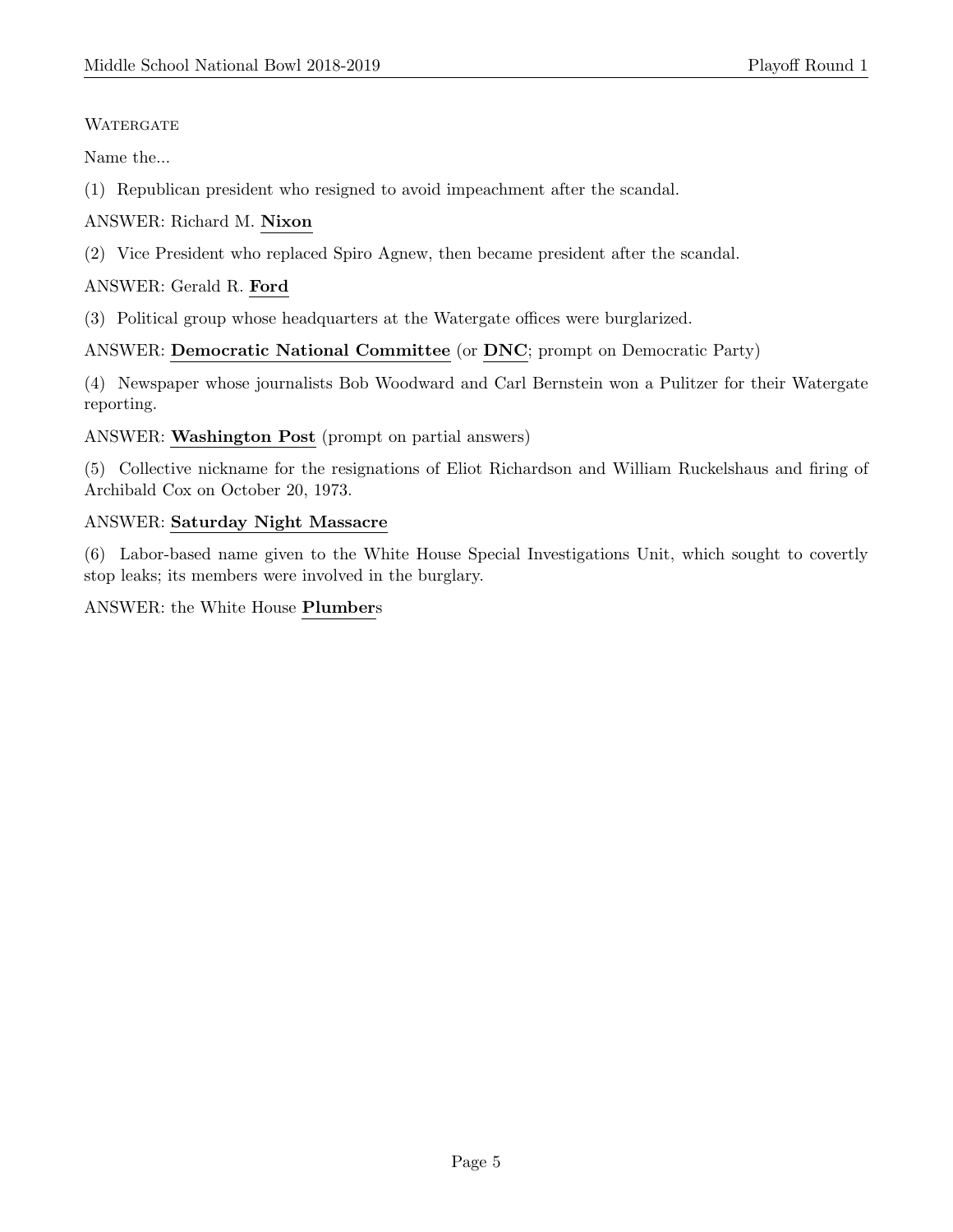Watergate

Name the...

(1) Republican president who resigned to avoid impeachment after the scandal.

ANSWER: Richard M. **Nixon**

(2) Vice President who replaced Spiro Agnew, then became president after the scandal.

ANSWER: Gerald R. **Ford**

(3) Political group whose headquarters at the Watergate offices were burglarized.

ANSWER: **Democratic National Committee** (or **DNC**; prompt on Democratic Party)

(4) Newspaper whose journalists Bob Woodward and Carl Bernstein won a Pulitzer for their Watergate reporting.

ANSWER: **Washington Post** (prompt on partial answers)

(5) Collective nickname for the resignations of Eliot Richardson and William Ruckelshaus and firing of Archibald Cox on October 20, 1973.

ANSWER: **Saturday Night Massacre**

(6) Labor-based name given to the White House Special Investigations Unit, which sought to covertly stop leaks; its members were involved in the burglary.

ANSWER: the White House **Plumber**s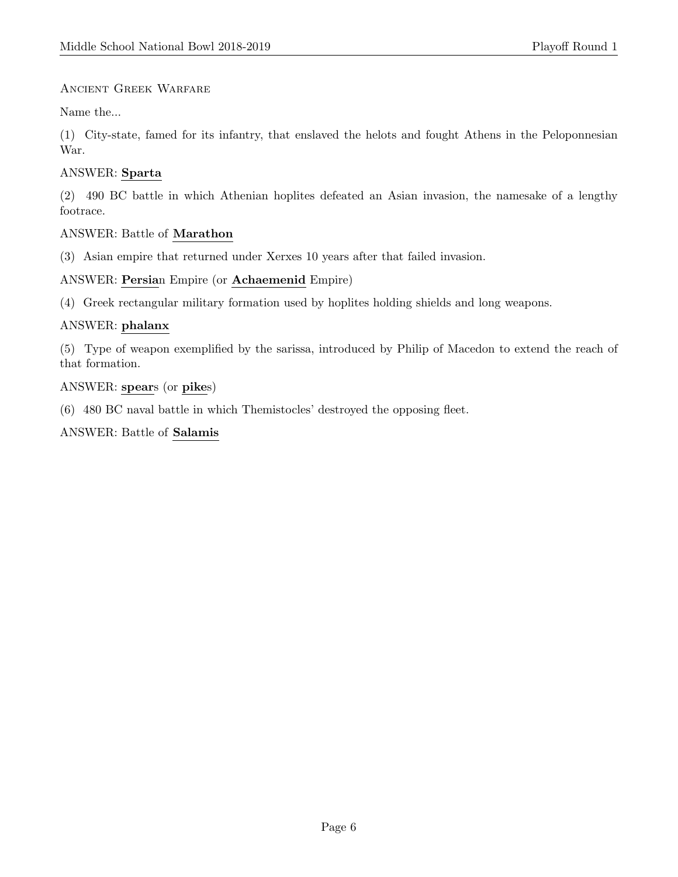ANCIENT GREEK WARFARE

Name the...

(1) City-state, famed for its infantry, that enslaved the helots and fought Athens in the Peloponnesian War.

ANSWER: **Sparta**

(2) 490 BC battle in which Athenian hoplites defeated an Asian invasion, the namesake of a lengthy footrace.

ANSWER: Battle of **Marathon**

(3) Asian empire that returned under Xerxes 10 years after that failed invasion.

ANSWER: **Persia**n Empire (or **Achaemenid** Empire)

(4) Greek rectangular military formation used by hoplites holding shields and long weapons.

ANSWER: **phalanx**

(5) Type of weapon exemplified by the sarissa, introduced by Philip of Macedon to extend the reach of that formation.

ANSWER: **spear**s (or **pike**s)

(6) 480 BC naval battle in which Themistocles' destroyed the opposing fleet.

ANSWER: Battle of **Salamis**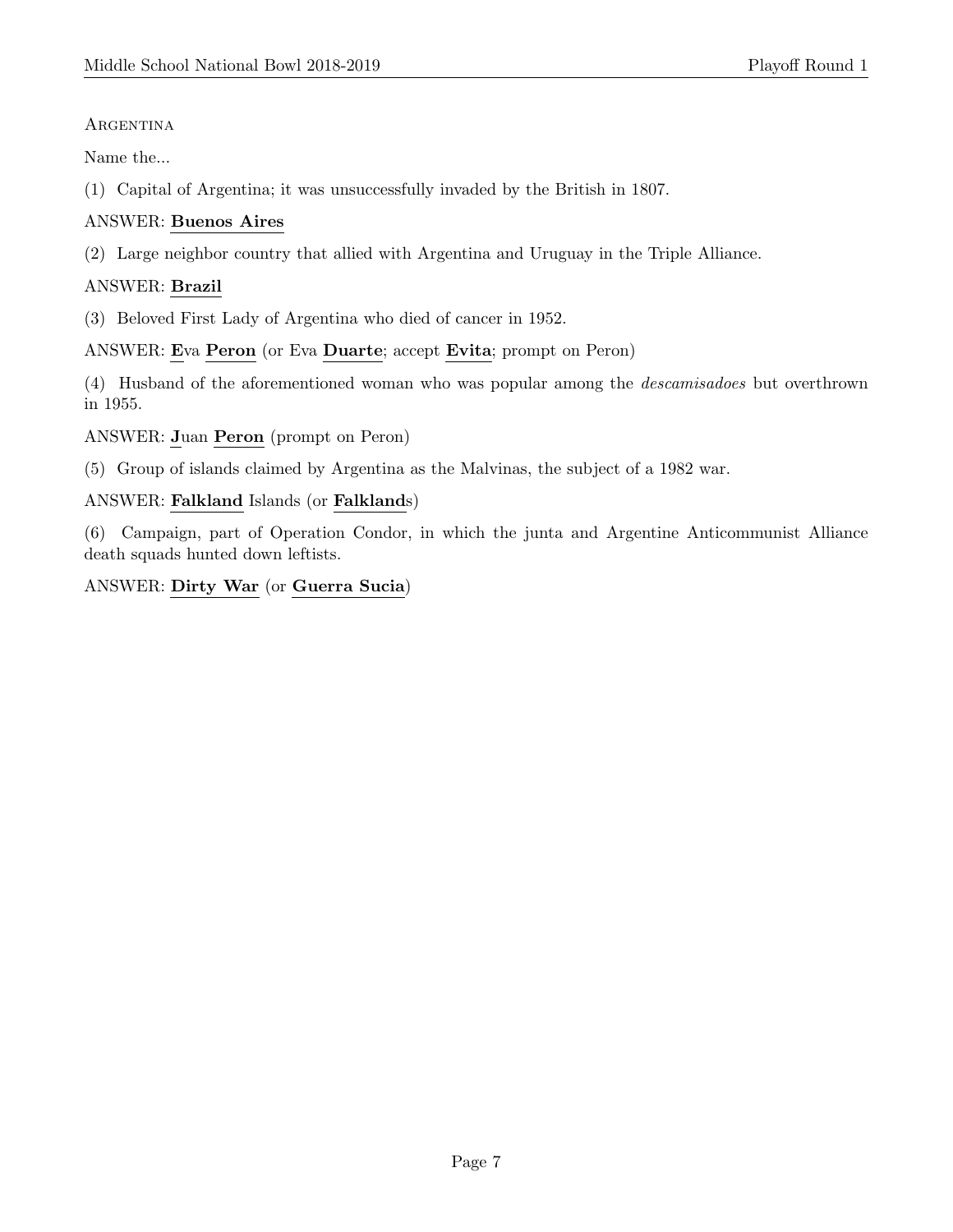Argentina

Name the...

(1) Capital of Argentina; it was unsuccessfully invaded by the British in 1807.

ANSWER: **Buenos Aires**

(2) Large neighbor country that allied with Argentina and Uruguay in the Triple Alliance.

ANSWER: **Brazil**

(3) Beloved First Lady of Argentina who died of cancer in 1952.

ANSWER: **E**va **Peron** (or Eva **Duarte**; accept **Evita**; prompt on Peron)

(4) Husband of the aforementioned woman who was popular among the *descamisadoes* but overthrown in 1955.

ANSWER: **J**uan **Peron** (prompt on Peron)

(5) Group of islands claimed by Argentina as the Malvinas, the subject of a 1982 war.

ANSWER: **Falkland** Islands (or **Falkland**s)

(6) Campaign, part of Operation Condor, in which the junta and Argentine Anticommunist Alliance death squads hunted down leftists.

ANSWER: **Dirty War** (or **Guerra Sucia**)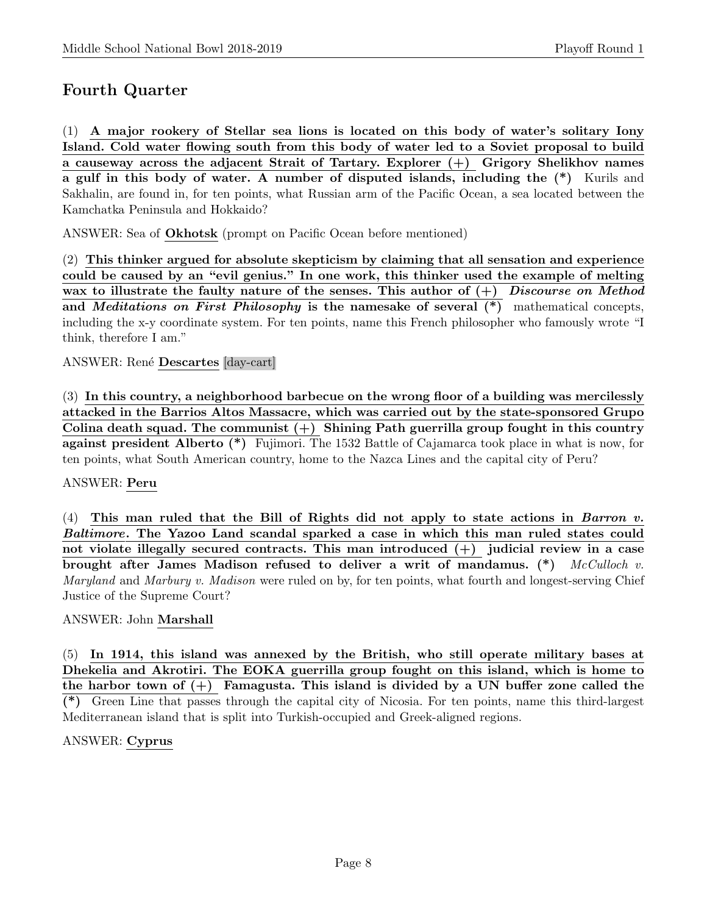## Fourth Quarter

(1) **A major rookery of Stellar sea lions is located on this body of water's solitary Iony Island. Cold water flowing south from this body of water led to a Soviet proposal to build a causeway across the adjacent Strait of Tartary. Explorer (+) Grigory Shelikhov names a gulf in this body of water. A number of disputed islands, including the (*)** Kurils and Sakhalin, are found in, for ten points, what Russian arm of the Pacific Ocean, a sea located between the Kamchatka Peninsula and Hokkaido?

ANSWER: Sea of **Okhotsk** (prompt on Pacific Ocean before mentioned)

(2) **This thinker argued for absolute skepticism by claiming that all sensation and experience could be caused by an "evil genius." In one work, this thinker used the example of melting wax to illustrate the faulty nature of the senses. This author of (+) *Discourse on Method* and *Meditations on First Philosophy* is the namesake of several (*)** mathematical concepts, including the x-y coordinate system. For ten points, name this French philosopher who famously wrote "I think, therefore I am."

ANSWER: René **Descartes** [day-cart]

(3) **In this country, a neighborhood barbecue on the wrong floor of a building was mercilessly attacked in the Barrios Altos Massacre, which was carried out by the state-sponsored Grupo Colina death squad. The communist (+) Shining Path guerrilla group fought in this country against president Alberto (*)** Fujimori. The 1532 Battle of Cajamarca took place in what is now, for ten points, what South American country, home to the Nazca Lines and the capital city of Peru?

ANSWER: **Peru**

(4) **This man ruled that the Bill of Rights did not apply to state actions in *Barron v. Baltimore*. The Yazoo Land scandal sparked a case in which this man ruled states could not violate illegally secured contracts. This man introduced (+) judicial review in a case brought after James Madison refused to deliver a writ of mandamus. (*)** *McCulloch v. Maryland* and *Marbury v. Madison* were ruled on by, for ten points, what fourth and longest-serving Chief Justice of the Supreme Court?

ANSWER: John **Marshall**

(5) **In 1914, this island was annexed by the British, who still operate military bases at Dhekelia and Akrotiri. The EOKA guerrilla group fought on this island, which is home to the harbor town of (+) Famagusta. This island is divided by a UN buffer zone called the (*)** Green Line that passes through the capital city of Nicosia. For ten points, name this third-largest Mediterranean island that is split into Turkish-occupied and Greek-aligned regions.

ANSWER: **Cyprus**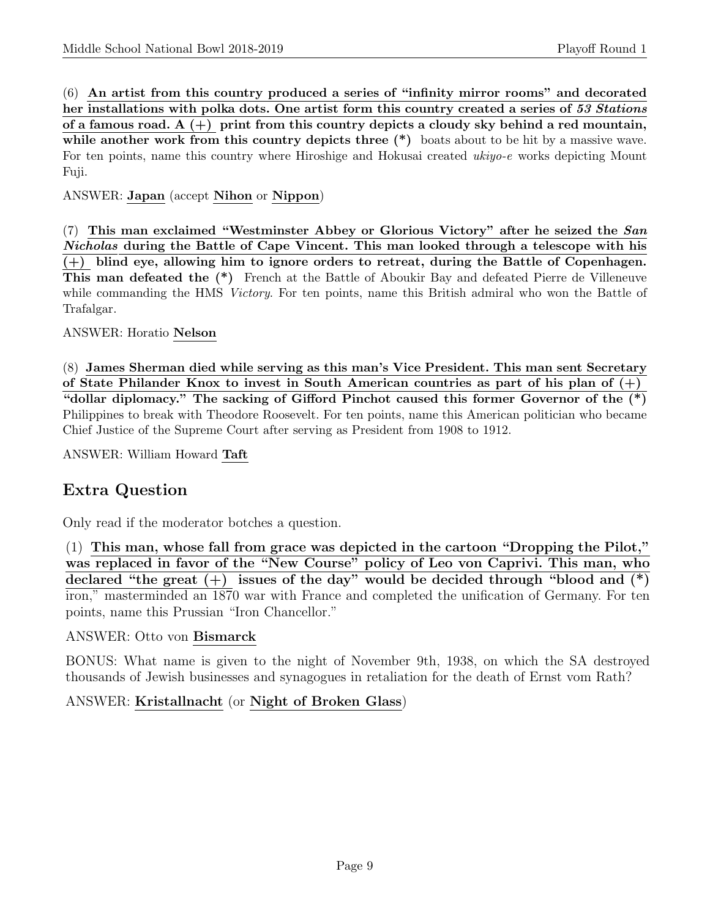(6) **An artist from this country produced a series of "infinity mirror rooms" and decorated her installations with polka dots. One artist form this country created a series of *53 Stations* of a famous road. A (+) print from this country depicts a cloudy sky behind a red mountain, while another work from this country depicts three (*)** boats about to be hit by a massive wave. For ten points, name this country where Hiroshige and Hokusai created *ukiyo-e* works depicting Mount Fuji.

ANSWER: **Japan** (accept **Nihon** or **Nippon**)

(7) **This man exclaimed "Westminster Abbey or Glorious Victory" after he seized the *San Nicholas* during the Battle of Cape Vincent. This man looked through a telescope with his (+) blind eye, allowing him to ignore orders to retreat, during the Battle of Copenhagen. This man defeated the (*)** French at the Battle of Aboukir Bay and defeated Pierre de Villeneuve while commanding the HMS *Victory*. For ten points, name this British admiral who won the Battle of Trafalgar.

ANSWER: Horatio **Nelson**

(8) **James Sherman died while serving as this man's Vice President. This man sent Secretary of State Philander Knox to invest in South American countries as part of his plan of (+) "dollar diplomacy." The sacking of Gifford Pinchot caused this former Governor of the (*)** Philippines to break with Theodore Roosevelt. For ten points, name this American politician who became Chief Justice of the Supreme Court after serving as President from 1908 to 1912.

ANSWER: William Howard **Taft**

## Extra Question

Only read if the moderator botches a question.

(1) **This man, whose fall from grace was depicted in the cartoon "Dropping the Pilot," was replaced in favor of the "New Course" policy of Leo von Caprivi. This man, who declared "the great (+) issues of the day" would be decided through "blood and (*)** iron," masterminded an 1870 war with France and completed the unification of Germany. For ten points, name this Prussian "Iron Chancellor."

ANSWER: Otto von **Bismarck**

BONUS: What name is given to the night of November 9th, 1938, on which the SA destroyed thousands of Jewish businesses and synagogues in retaliation for the death of Ernst vom Rath?

ANSWER: **Kristallnacht** (or **Night of Broken Glass**)